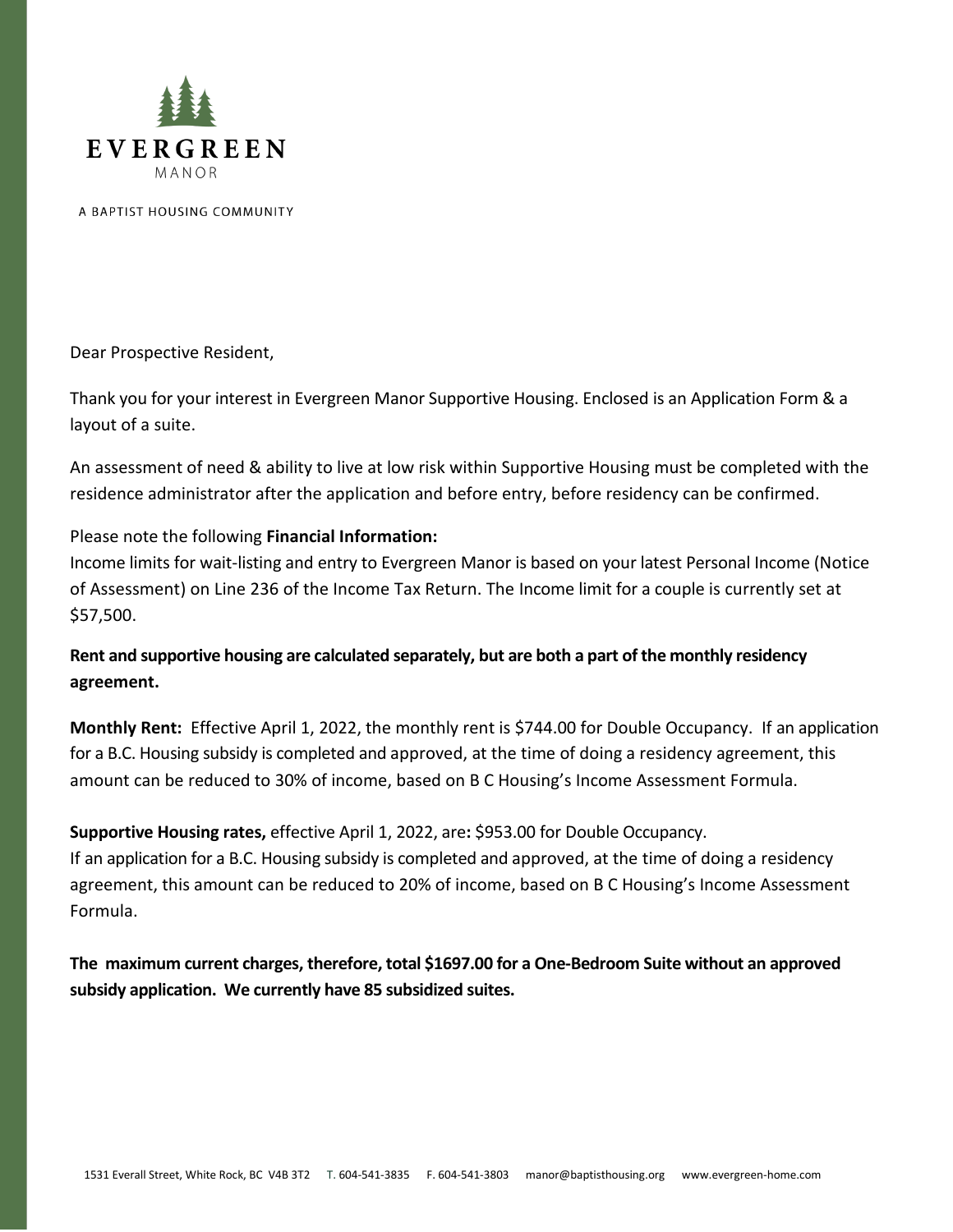# EVERGREEN

MANOR

A BAPTIST HOUSING COMMUNITY

Dear Prospective Resident,

Thank you for your interest in Evergreen Manor Supportive Housing. Enclosed is an Application Form & a layout of a suite.

An assessment of need & ability to live at low risk within Supportive Housing must be completed with the residence administrator after the application and before entry, before residency can be confirmed.

Please note the following **Financial Information:**
Income limits for wait-listing and entry to Evergreen Manor is based on your latest Personal Income (Notice of Assessment) on Line 236 of the Income Tax Return. The Income limit for a couple is currently set at $57,500.

**Rent and supportive housing are calculated separately, but are both a part of the monthly residency agreement.**

**Monthly Rent:** Effective April 1, 2022, the monthly rent is $744.00 for Double Occupancy. If an application for a B.C. Housing subsidy is completed and approved, at the time of doing a residency agreement, this amount can be reduced to 30% of income, based on B C Housing's Income Assessment Formula.

**Supportive Housing rates,** effective April 1, 2022, are**:** $953.00 for Double Occupancy.
If an application for a B.C. Housing subsidy is completed and approved, at the time of doing a residency agreement, this amount can be reduced to 20% of income, based on B C Housing's Income Assessment Formula.

**The maximum current charges, therefore, total $1697.00 for a One-Bedroom Suite without an approved subsidy application. We currently have 85 subsidized suites.**

1531 Everall Street, White Rock, BC V4B 3T2 T. 604-541-3835 F. 604-541-3803 manor@baptisthousing.org www.evergreen-home.com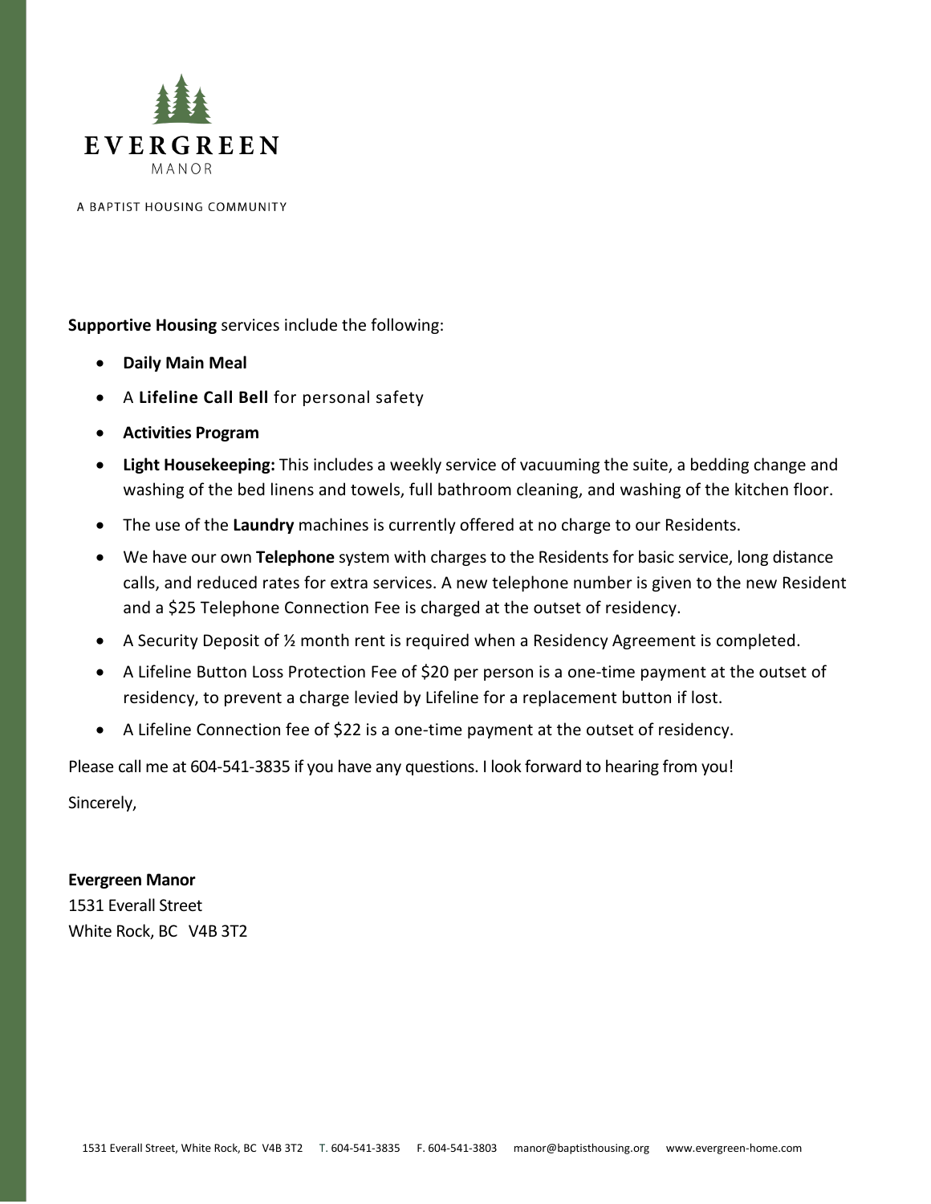**Supportive Housing** services include the following:

- **Daily Main Meal**
- A **Lifeline Call Bell** for personal safety
- **Activities Program**
- **Light Housekeeping:** This includes a weekly service of vacuuming the suite, a bedding change and washing of the bed linens and towels, full bathroom cleaning, and washing of the kitchen floor.
- The use of the **Laundry** machines is currently offered at no charge to our Residents.
- We have our own **Telephone** system with charges to the Residents for basic service, long distance calls, and reduced rates for extra services. A new telephone number is given to the new Resident and a $25 Telephone Connection Fee is charged at the outset of residency.
- A Security Deposit of ½ month rent is required when a Residency Agreement is completed.
- A Lifeline Button Loss Protection Fee of $20 per person is a one-time payment at the outset of residency, to prevent a charge levied by Lifeline for a replacement button if lost.
- A Lifeline Connection fee of $22 is a one-time payment at the outset of residency.

Please call me at 604-541-3835 if you have any questions. I look forward to hearing from you!

Sincerely,

**Evergreen Manor**
1531 Everall Street
White Rock, BC V4B 3T2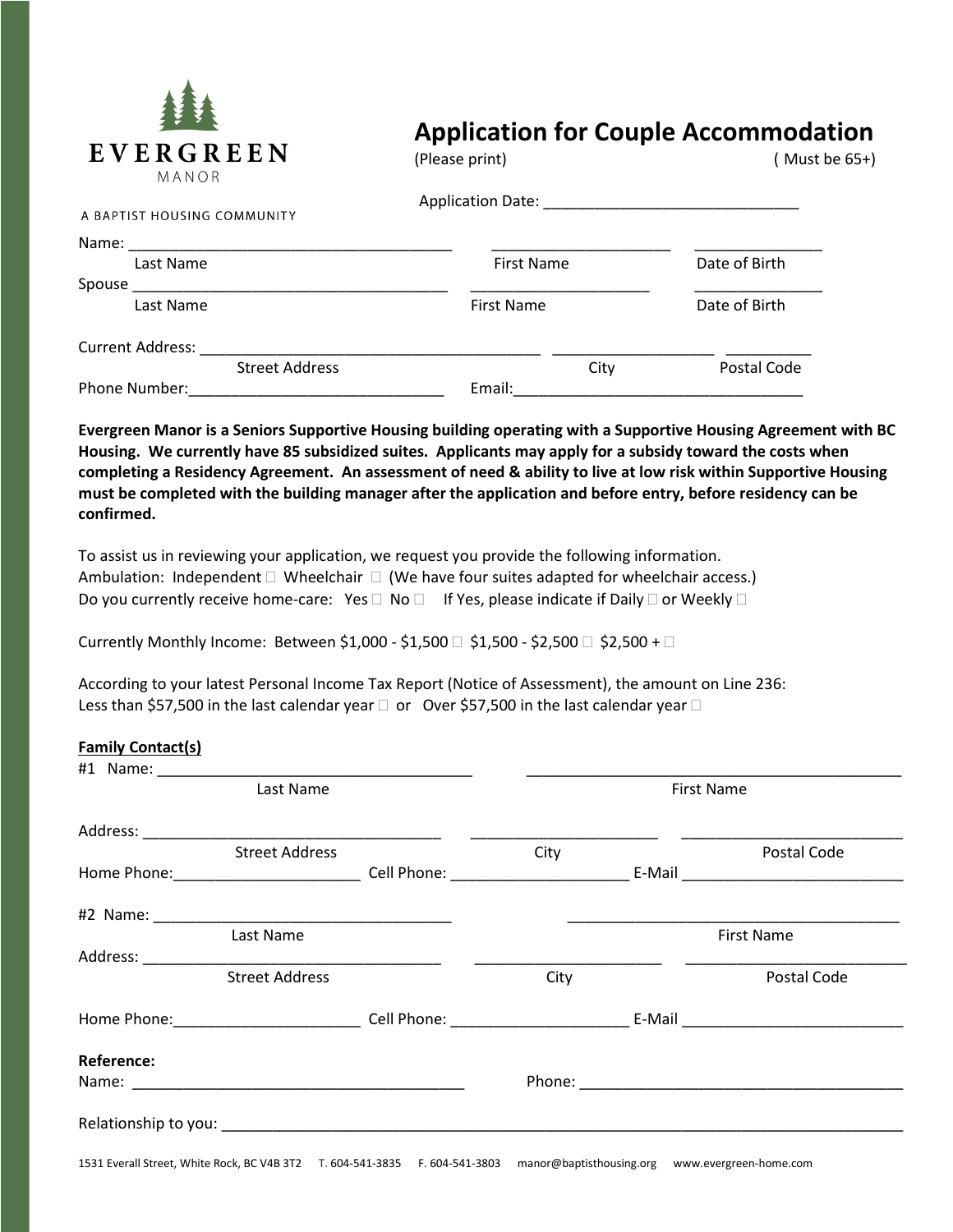EVERGREEN

MANOR

A BAPTIST HOUSING COMMUNITY

# Application for Couple Accommodation

(Please print) ( Must be 65+)

Application Date: ______________________________

Name: ______________________________ ______________________ ________________
Last Name First Name Date of Birth

Spouse ______________________________ ______________________ ________________
Last Name First Name Date of Birth

Current Address: ______________________________ ____________________ __________
Street Address City Postal Code

Phone Number:______________________________ Email:__________________________________

**Evergreen Manor is a Seniors Supportive Housing building operating with a Supportive Housing Agreement with BC Housing. We currently have 85 subsidized suites. Applicants may apply for a subsidy toward the costs when completing a Residency Agreement. An assessment of need & ability to live at low risk within Supportive Housing must be completed with the building manager after the application and before entry, before residency can be confirmed.**

To assist us in reviewing your application, we request you provide the following information.

Ambulation: Independent ☐ Wheelchair ☐ (We have four suites adapted for wheelchair access.)

Do you currently receive home-care: Yes ☐ No ☐ If Yes, please indicate if Daily ☐ or Weekly ☐

Currently Monthly Income: Between $1,000 - $1,500 ☐ $1,500 - $2,500 ☐ $2,500 + ☐

According to your latest Personal Income Tax Report (Notice of Assessment), the amount on Line 236:
Less than $57,500 in the last calendar year ☐ or Over $57,500 in the last calendar year ☐

**Family Contact(s)**

#1 Name: ______________________________ ______________________________________
Last Name First Name

Address: ______________________________ ______________________ __________________________
Street Address City Postal Code

Home Phone:______________________ Cell Phone: ______________________ E-Mail __________________________

#2 Name: ______________________________ ______________________________________
Last Name First Name

Address: ______________________________ ______________________ __________________________
Street Address City Postal Code

Home Phone:______________________ Cell Phone: ______________________ E-Mail __________________________

**Reference:**

Name: ______________________________________ Phone: ______________________________________

Relationship to you: ______________________________________________________________________

1531 Everall Street, White Rock, BC V4B 3T2 T. 604-541-3835 F. 604-541-3803 manor@baptisthousing.org www.evergreen-home.com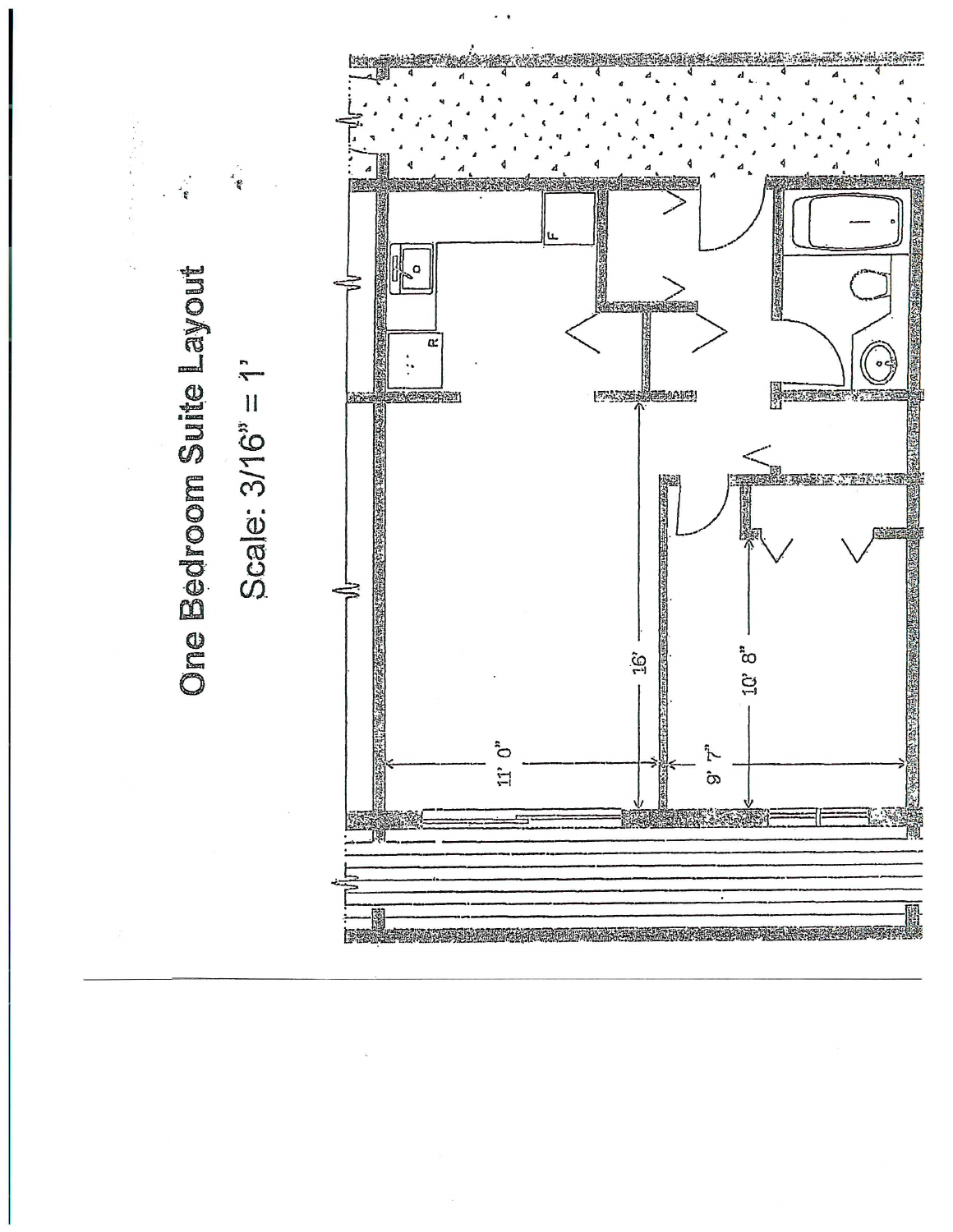# One Bedroom Suite Layout

Scale: 3/16" = 1'

11' 0"

16'

9' 7"

10' 8"